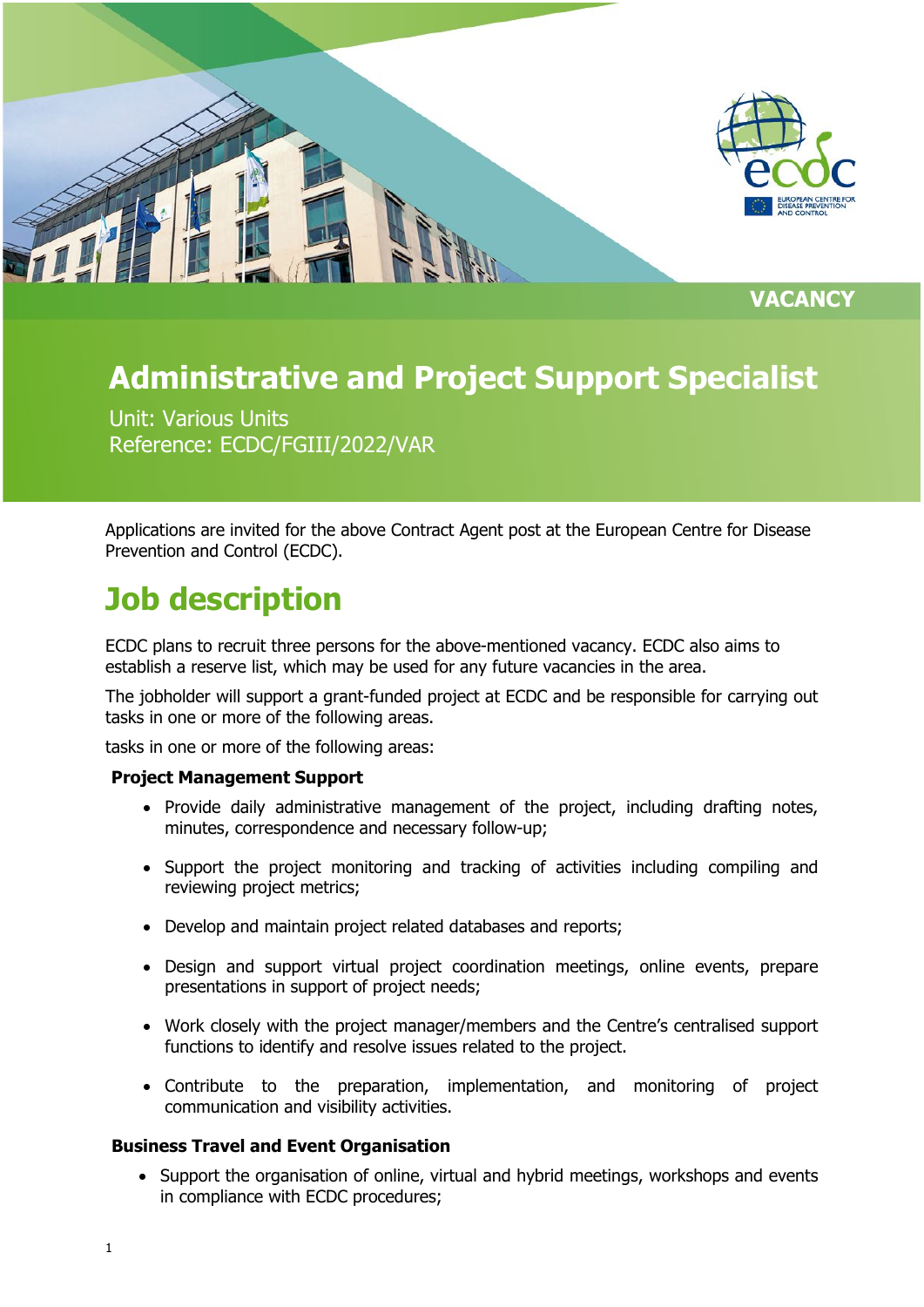VACANCY

# Administrative and Project Support Specialist

Unit: Various Units
Reference: ECDC/FGIII/2022/VAR

Applications are invited for the above Contract Agent post at the European Centre for Disease Prevention and Control (ECDC).

## Job description

ECDC plans to recruit three persons for the above-mentioned vacancy. ECDC also aims to establish a reserve list, which may be used for any future vacancies in the area.

The jobholder will support a grant-funded project at ECDC and be responsible for carrying out tasks in one or more of the following areas.

tasks in one or more of the following areas:

**Project Management Support**

- Provide daily administrative management of the project, including drafting notes, minutes, correspondence and necessary follow-up;
- Support the project monitoring and tracking of activities including compiling and reviewing project metrics;
- Develop and maintain project related databases and reports;
- Design and support virtual project coordination meetings, online events, prepare presentations in support of project needs;
- Work closely with the project manager/members and the Centre's centralised support functions to identify and resolve issues related to the project.
- Contribute to the preparation, implementation, and monitoring of project communication and visibility activities.

**Business Travel and Event Organisation**

- Support the organisation of online, virtual and hybrid meetings, workshops and events in compliance with ECDC procedures;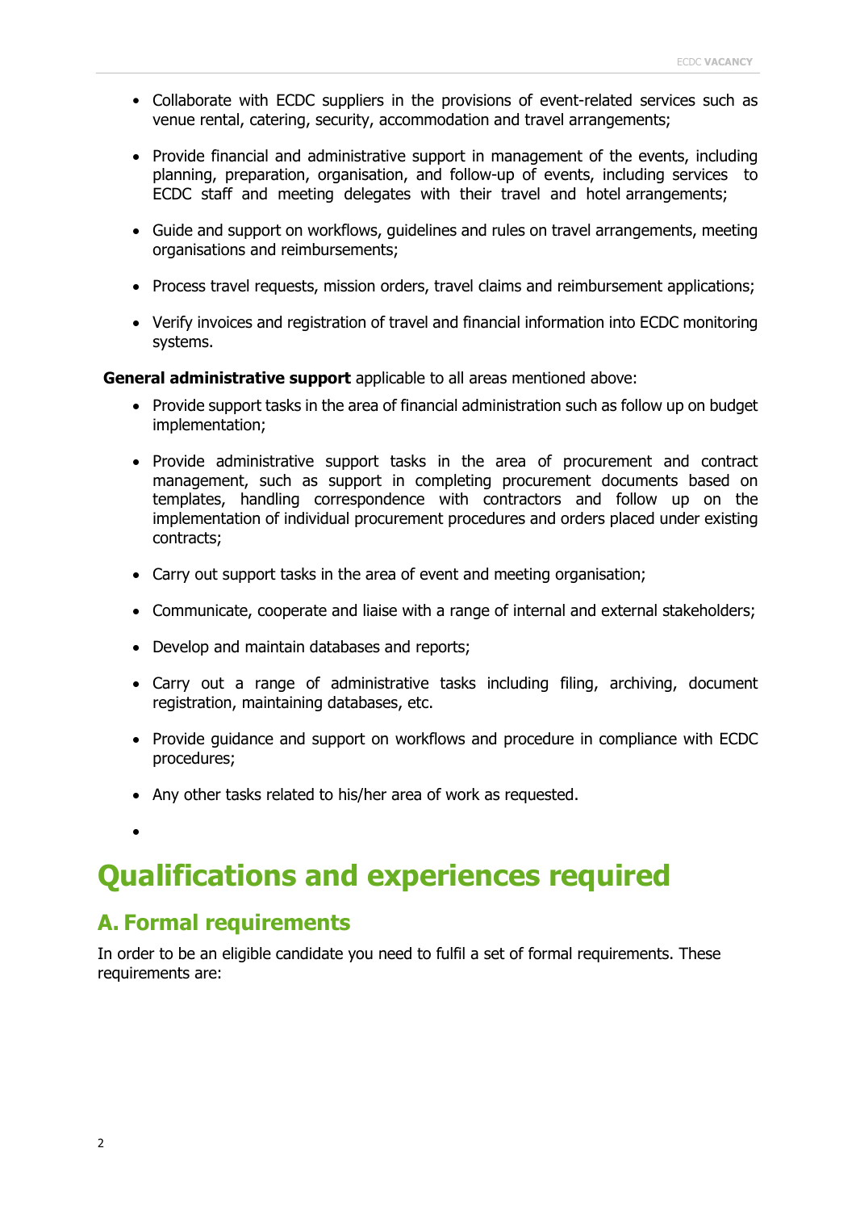- Collaborate with ECDC suppliers in the provisions of event-related services such as venue rental, catering, security, accommodation and travel arrangements;

- Provide financial and administrative support in management of the events, including planning, preparation, organisation, and follow-up of events, including services to ECDC staff and meeting delegates with their travel and hotel arrangements;

- Guide and support on workflows, guidelines and rules on travel arrangements, meeting organisations and reimbursements;

- Process travel requests, mission orders, travel claims and reimbursement applications;

- Verify invoices and registration of travel and financial information into ECDC monitoring systems.

**General administrative support** applicable to all areas mentioned above:

- Provide support tasks in the area of financial administration such as follow up on budget implementation;

- Provide administrative support tasks in the area of procurement and contract management, such as support in completing procurement documents based on templates, handling correspondence with contractors and follow up on the implementation of individual procurement procedures and orders placed under existing contracts;

- Carry out support tasks in the area of event and meeting organisation;

- Communicate, cooperate and liaise with a range of internal and external stakeholders;

- Develop and maintain databases and reports;

- Carry out a range of administrative tasks including filing, archiving, document registration, maintaining databases, etc.

- Provide guidance and support on workflows and procedure in compliance with ECDC procedures;

- Any other tasks related to his/her area of work as requested.

# Qualifications and experiences required

## A. Formal requirements

In order to be an eligible candidate you need to fulfil a set of formal requirements. These requirements are: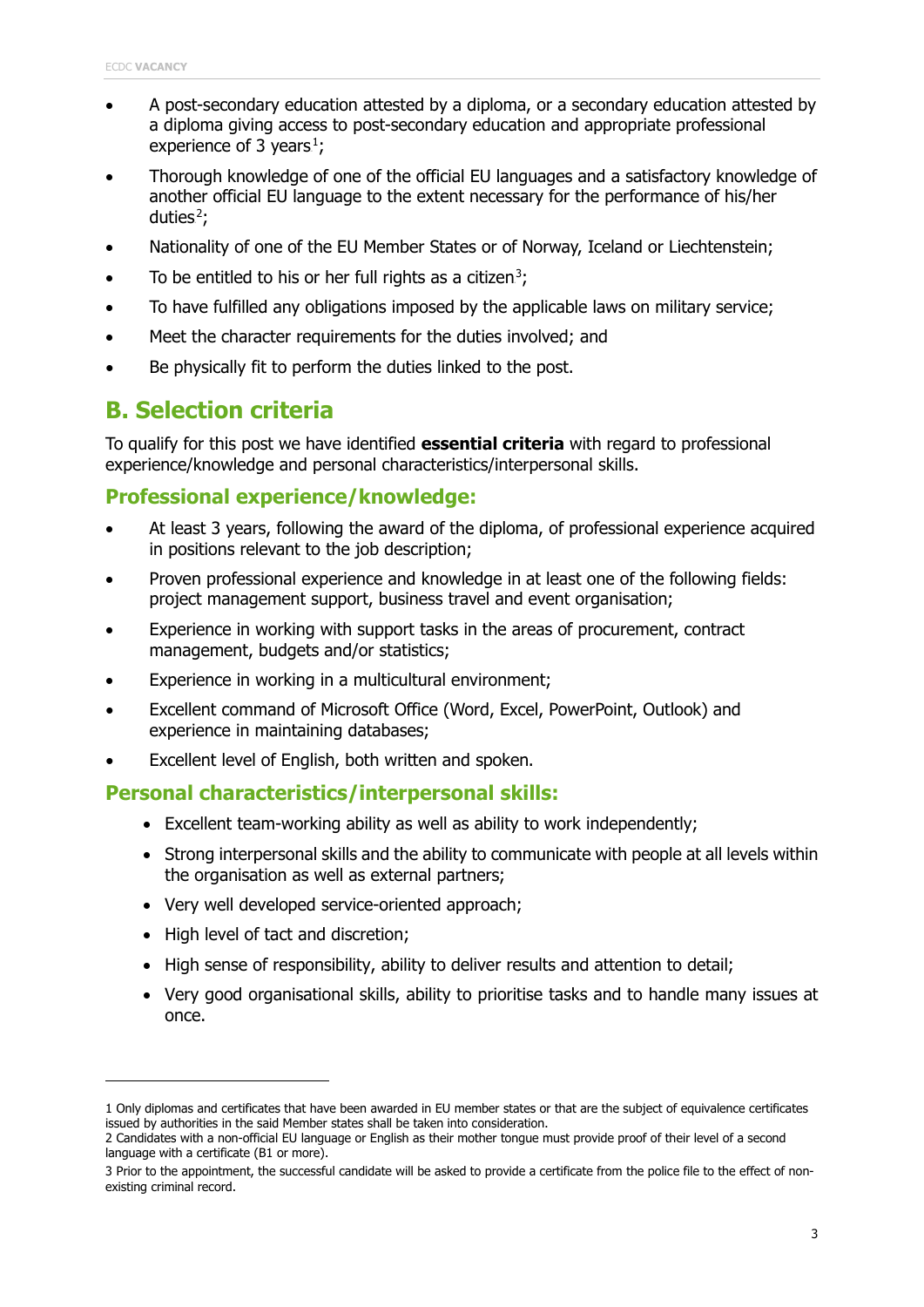- A post-secondary education attested by a diploma, or a secondary education attested by a diploma giving access to post-secondary education and appropriate professional experience of 3 years[1];
- Thorough knowledge of one of the official EU languages and a satisfactory knowledge of another official EU language to the extent necessary for the performance of his/her duties[2];
- Nationality of one of the EU Member States or of Norway, Iceland or Liechtenstein;
- To be entitled to his or her full rights as a citizen[3];
- To have fulfilled any obligations imposed by the applicable laws on military service;
- Meet the character requirements for the duties involved; and
- Be physically fit to perform the duties linked to the post.

## B. Selection criteria

To qualify for this post we have identified **essential criteria** with regard to professional experience/knowledge and personal characteristics/interpersonal skills.

### Professional experience/knowledge:

- At least 3 years, following the award of the diploma, of professional experience acquired in positions relevant to the job description;
- Proven professional experience and knowledge in at least one of the following fields: project management support, business travel and event organisation;
- Experience in working with support tasks in the areas of procurement, contract management, budgets and/or statistics;
- Experience in working in a multicultural environment;
- Excellent command of Microsoft Office (Word, Excel, PowerPoint, Outlook) and experience in maintaining databases;
- Excellent level of English, both written and spoken.

### Personal characteristics/interpersonal skills:

- Excellent team-working ability as well as ability to work independently;
- Strong interpersonal skills and the ability to communicate with people at all levels within the organisation as well as external partners;
- Very well developed service-oriented approach;
- High level of tact and discretion;
- High sense of responsibility, ability to deliver results and attention to detail;
- Very good organisational skills, ability to prioritise tasks and to handle many issues at once.

---

1 Only diplomas and certificates that have been awarded in EU member states or that are the subject of equivalence certificates issued by authorities in the said Member states shall be taken into consideration.

2 Candidates with a non-official EU language or English as their mother tongue must provide proof of their level of a second language with a certificate (B1 or more).

3 Prior to the appointment, the successful candidate will be asked to provide a certificate from the police file to the effect of non-existing criminal record.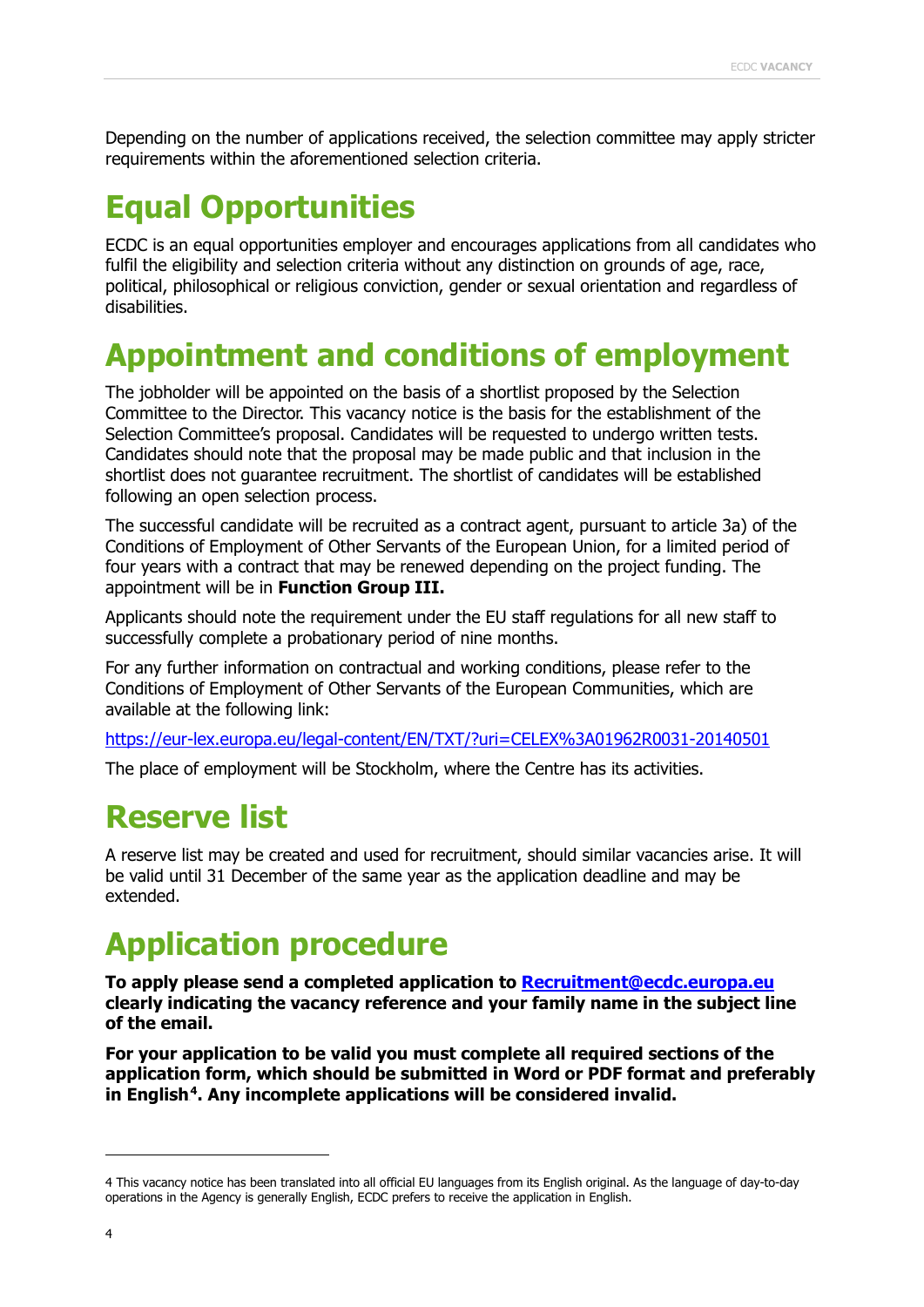Depending on the number of applications received, the selection committee may apply stricter requirements within the aforementioned selection criteria.

# Equal Opportunities

ECDC is an equal opportunities employer and encourages applications from all candidates who fulfil the eligibility and selection criteria without any distinction on grounds of age, race, political, philosophical or religious conviction, gender or sexual orientation and regardless of disabilities.

# Appointment and conditions of employment

The jobholder will be appointed on the basis of a shortlist proposed by the Selection Committee to the Director. This vacancy notice is the basis for the establishment of the Selection Committee's proposal. Candidates will be requested to undergo written tests. Candidates should note that the proposal may be made public and that inclusion in the shortlist does not guarantee recruitment. The shortlist of candidates will be established following an open selection process.

The successful candidate will be recruited as a contract agent, pursuant to article 3a) of the Conditions of Employment of Other Servants of the European Union, for a limited period of four years with a contract that may be renewed depending on the project funding. The appointment will be in **Function Group III.**

Applicants should note the requirement under the EU staff regulations for all new staff to successfully complete a probationary period of nine months.

For any further information on contractual and working conditions, please refer to the Conditions of Employment of Other Servants of the European Communities, which are available at the following link:

https://eur-lex.europa.eu/legal-content/EN/TXT/?uri=CELEX%3A01962R0031-20140501

The place of employment will be Stockholm, where the Centre has its activities.

# Reserve list

A reserve list may be created and used for recruitment, should similar vacancies arise. It will be valid until 31 December of the same year as the application deadline and may be extended.

# Application procedure

**To apply please send a completed application to Recruitment@ecdc.europa.eu clearly indicating the vacancy reference and your family name in the subject line of the email.**

**For your application to be valid you must complete all required sections of the application form, which should be submitted in Word or PDF format and preferably in English[4]. Any incomplete applications will be considered invalid.**

[4] This vacancy notice has been translated into all official EU languages from its English original. As the language of day-to-day operations in the Agency is generally English, ECDC prefers to receive the application in English.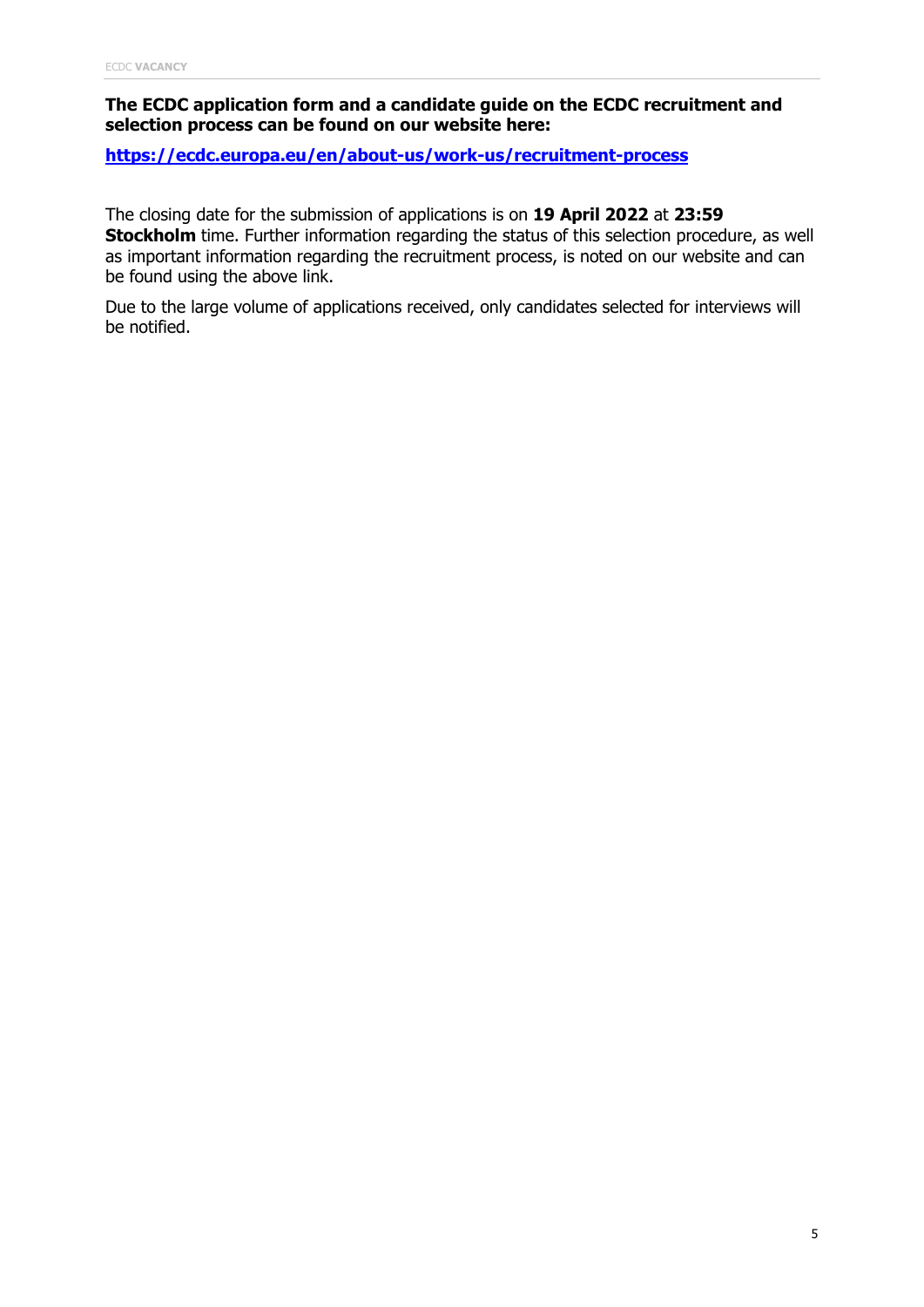**The ECDC application form and a candidate guide on the ECDC recruitment and selection process can be found on our website here:**

**https://ecdc.europa.eu/en/about-us/work-us/recruitment-process**

The closing date for the submission of applications is on **19 April 2022** at **23:59 Stockholm** time. Further information regarding the status of this selection procedure, as well as important information regarding the recruitment process, is noted on our website and can be found using the above link.

Due to the large volume of applications received, only candidates selected for interviews will be notified.